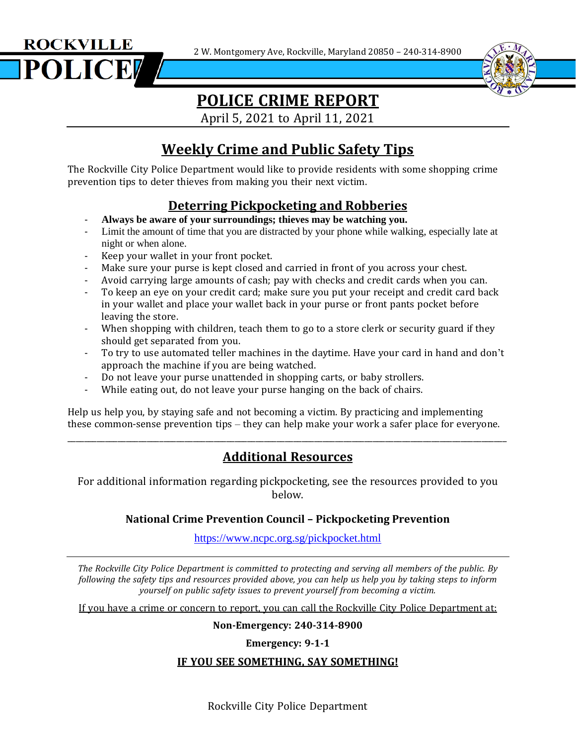ROCKVILLE POLICE

2 W. Montgomery Ave, Rockville, Maryland 20850 – 240-314-8900

# POLICE CRIME REPORT

April 5, 2021 to April 11, 2021

## Weekly Crime and Public Safety Tips

The Rockville City Police Department would like to provide residents with some shopping crime prevention tips to deter thieves from making you their next victim.

### Deterring Pickpocketing and Robberies

- **Always be aware of your surroundings; thieves may be watching you.**
- Limit the amount of time that you are distracted by your phone while walking, especially late at night or when alone.
- Keep your wallet in your front pocket.
- Make sure your purse is kept closed and carried in front of you across your chest.
- Avoid carrying large amounts of cash; pay with checks and credit cards when you can.
- To keep an eye on your credit card; make sure you put your receipt and credit card back in your wallet and place your wallet back in your purse or front pants pocket before leaving the store.
- When shopping with children, teach them to go to a store clerk or security guard if they should get separated from you.
- To try to use automated teller machines in the daytime. Have your card in hand and don't approach the machine if you are being watched.
- Do not leave your purse unattended in shopping carts, or baby strollers.
- While eating out, do not leave your purse hanging on the back of chairs.

Help us help you, by staying safe and not becoming a victim. By practicing and implementing these common-sense prevention tips – they can help make your work a safer place for everyone.

---

## Additional Resources

For additional information regarding pickpocketing, see the resources provided to you below.

**National Crime Prevention Council – Pickpocketing Prevention**

https://www.ncpc.org.sg/pickpocket.html

---

*The Rockville City Police Department is committed to protecting and serving all members of the public. By following the safety tips and resources provided above, you can help us help you by taking steps to inform yourself on public safety issues to prevent yourself from becoming a victim.*

If you have a crime or concern to report, you can call the Rockville City Police Department at:

**Non-Emergency: 240-314-8900**

**Emergency: 9-1-1**

**IF YOU SEE SOMETHING, SAY SOMETHING!**

Rockville City Police Department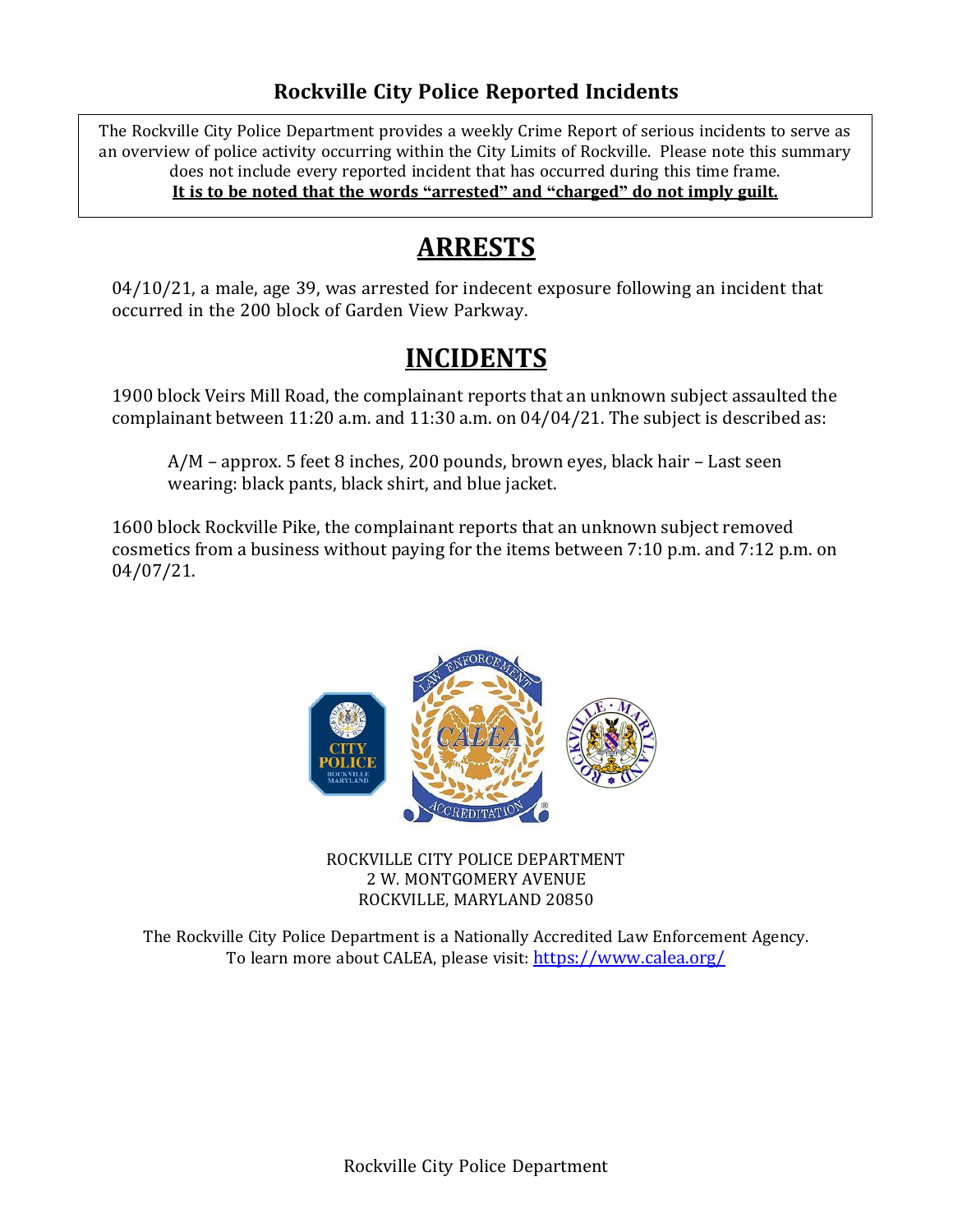## Rockville City Police Reported Incidents

The Rockville City Police Department provides a weekly Crime Report of serious incidents to serve as an overview of police activity occurring within the City Limits of Rockville. Please note this summary does not include every reported incident that has occurred during this time frame.
**It is to be noted that the words "arrested" and "charged" do not imply guilt.**

# ARRESTS

04/10/21, a male, age 39, was arrested for indecent exposure following an incident that occurred in the 200 block of Garden View Parkway.

# INCIDENTS

1900 block Veirs Mill Road, the complainant reports that an unknown subject assaulted the complainant between 11:20 a.m. and 11:30 a.m. on 04/04/21. The subject is described as:

> A/M – approx. 5 feet 8 inches, 200 pounds, brown eyes, black hair – Last seen wearing: black pants, black shirt, and blue jacket.

1600 block Rockville Pike, the complainant reports that an unknown subject removed cosmetics from a business without paying for the items between 7:10 p.m. and 7:12 p.m. on 04/07/21.

ROCKVILLE CITY POLICE DEPARTMENT
2 W. MONTGOMERY AVENUE
ROCKVILLE, MARYLAND 20850

The Rockville City Police Department is a Nationally Accredited Law Enforcement Agency.
To learn more about CALEA, please visit: https://www.calea.org/